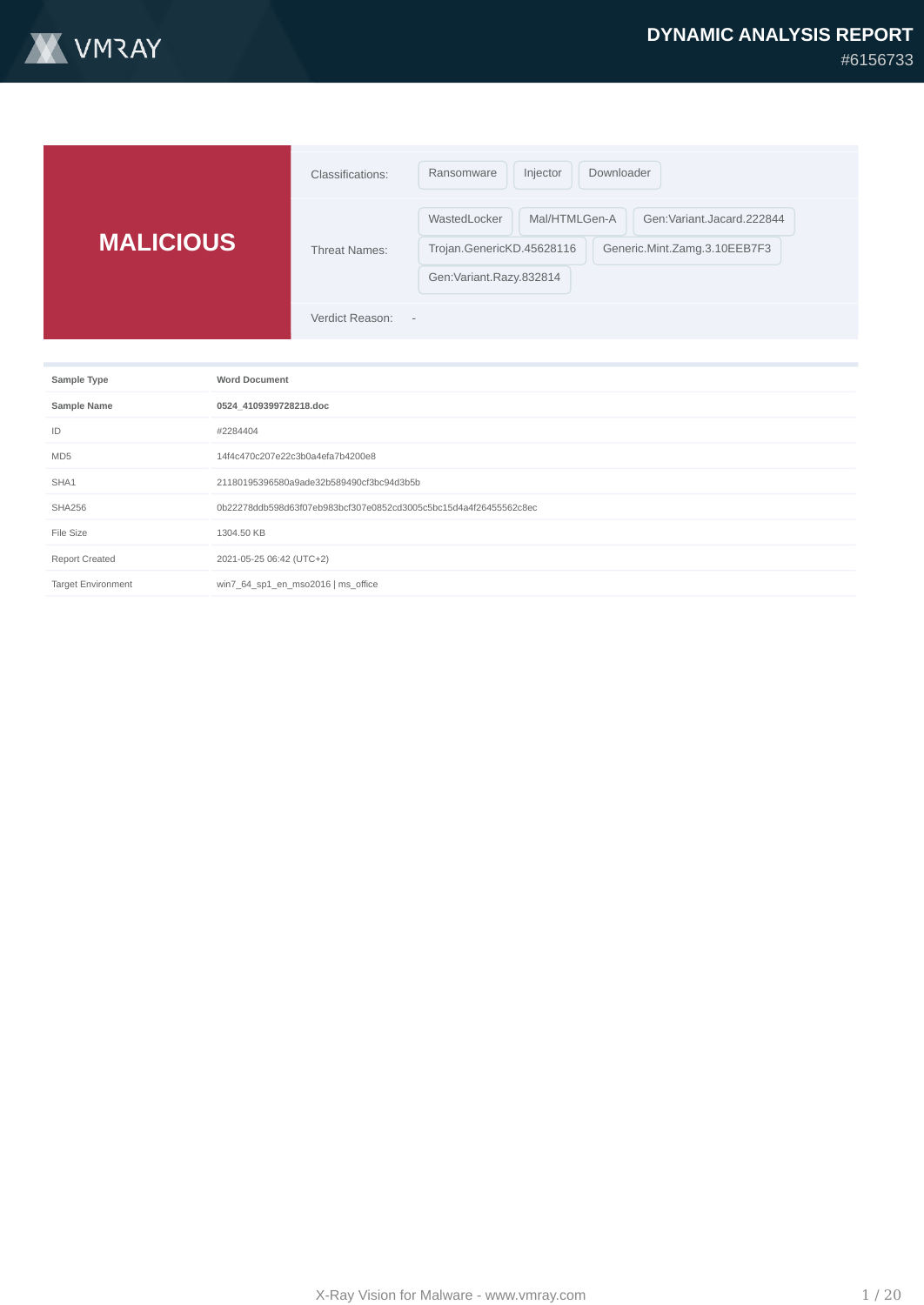# DYNAMIC ANALYSIS REPORT

#6156733

## MALICIOUS

| | |
|---|---|
| Classifications: | Ransomware, Injector, Downloader |
| Threat Names: | WastedLocker, Mal/HTMLGen-A, Gen:Variant.Jacard.222844, Trojan.GenericKD.45628116, Generic.Mint.Zamg.3.10EEB7F3, Gen:Variant.Razy.832814 |
| Verdict Reason: | - |

| | |
|---|---|
| **Sample Type** | **Word Document** |
| **Sample Name** | **0524_4109399728218.doc** |
| ID | #2284404 |
| MD5 | 14f4c470c207e22c3b0a4efa7b4200e8 |
| SHA1 | 21180195396580a9ade32b589490cf3bc94d3b5b |
| SHA256 | 0b22278ddb598d63f07eb983bcf307e0852cd3005c5bc15d4a4f26455562c8ec |
| File Size | 1304.50 KB |
| Report Created | 2021-05-25 06:42 (UTC+2) |
| Target Environment | win7_64_sp1_en_mso2016 \| ms_office |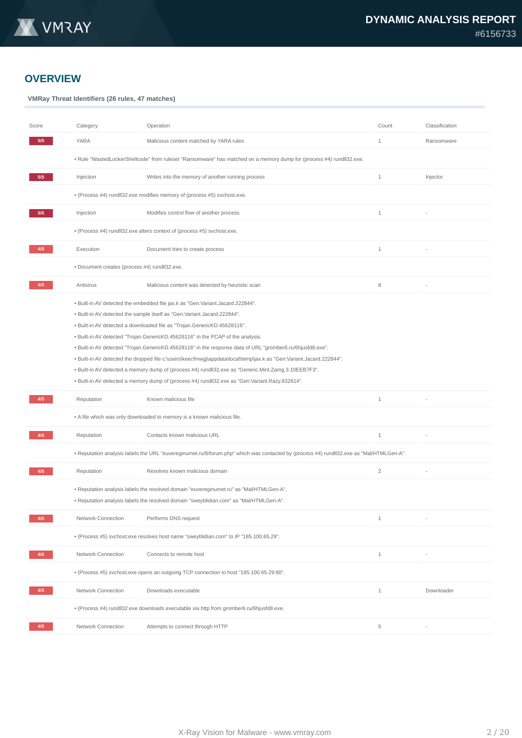## OVERVIEW

**VMRay Threat Identifiers (26 rules, 47 matches)**

| Score | Category | Operation | Count | Classification |
|---|---|---|---|---|
| 5/5 | YARA | Malicious content matched by YARA rules | 1 | Ransomware |
| | • Rule "WastedLockerShellcode" from ruleset "Ransomware" has matched on a memory dump for (process #4) rundll32.exe. | | | |
| 5/5 | Injection | Writes into the memory of another running process | 1 | Injector |
| | • (Process #4) rundll32.exe modifies memory of (process #5) svchost.exe. | | | |
| 5/5 | Injection | Modifies control flow of another process | 1 | - |
| | • (Process #4) rundll32.exe alters context of (process #5) svchost.exe. | | | |
| 4/5 | Execution | Document tries to create process | 1 | - |
| | • Document creates (process #4) rundll32.exe. | | | |
| 4/5 | Antivirus | Malicious content was detected by heuristic scan | 8 | - |
| | • Built-in AV detected the embedded file jax.k as "Gen:Variant.Jacard.222844".<br>• Built-in AV detected the sample itself as "Gen:Variant.Jacard.222844".<br>• Built-in AV detected a downloaded file as "Trojan.GenericKD.45628116".<br>• Built-in AV detected "Trojan.GenericKD.45628116" in the PCAP of the analysis.<br>• Built-in AV detected "Trojan.GenericKD.45628116" in the response data of URL "gromber6.ru/6hjusfd8.exe".<br>• Built-in AV detected the dropped file c:\users\keecfmwgj\appdata\local\temp\jax.k as "Gen:Variant.Jacard.222844".<br>• Built-in AV detected a memory dump of (process #4) rundll32.exe as "Generic.Mint.Zamg.3.10EEB7F3".<br>• Built-in AV detected a memory dump of (process #4) rundll32.exe as "Gen:Variant.Razy.832814". | | | |
| 4/5 | Reputation | Known malicious file | 1 | - |
| | • A file which was only downloaded to memory is a known malicious file. | | | |
| 4/5 | Reputation | Contacts known malicious URL | 1 | - |
| | • Reputation analysis labels the URL "euvereginumet.ru/8/forum.php" which was contacted by (process #4) rundll32.exe as "Mal/HTMLGen-A". | | | |
| 4/5 | Reputation | Resolves known malicious domain | 2 | - |
| | • Reputation analysis labels the resolved domain "euvereginumet.ru" as "Mal/HTMLGen-A".<br>• Reputation analysis labels the resolved domain "sweyblidian.com" as "Mal/HTMLGen-A". | | | |
| 4/5 | Network Connection | Performs DNS request | 1 | - |
| | • (Process #5) svchost.exe resolves host name "sweyblidian.com" to IP "185.100.65.29". | | | |
| 4/5 | Network Connection | Connects to remote host | 1 | - |
| | • (Process #5) svchost.exe opens an outgoing TCP connection to host "185.100.65.29:80". | | | |
| 4/5 | Network Connection | Downloads executable | 1 | Downloader |
| | • (Process #4) rundll32.exe downloads executable via http from gromber6.ru/6hjusfd8.exe. | | | |
| 4/5 | Network Connection | Attempts to connect through HTTP | 5 | - |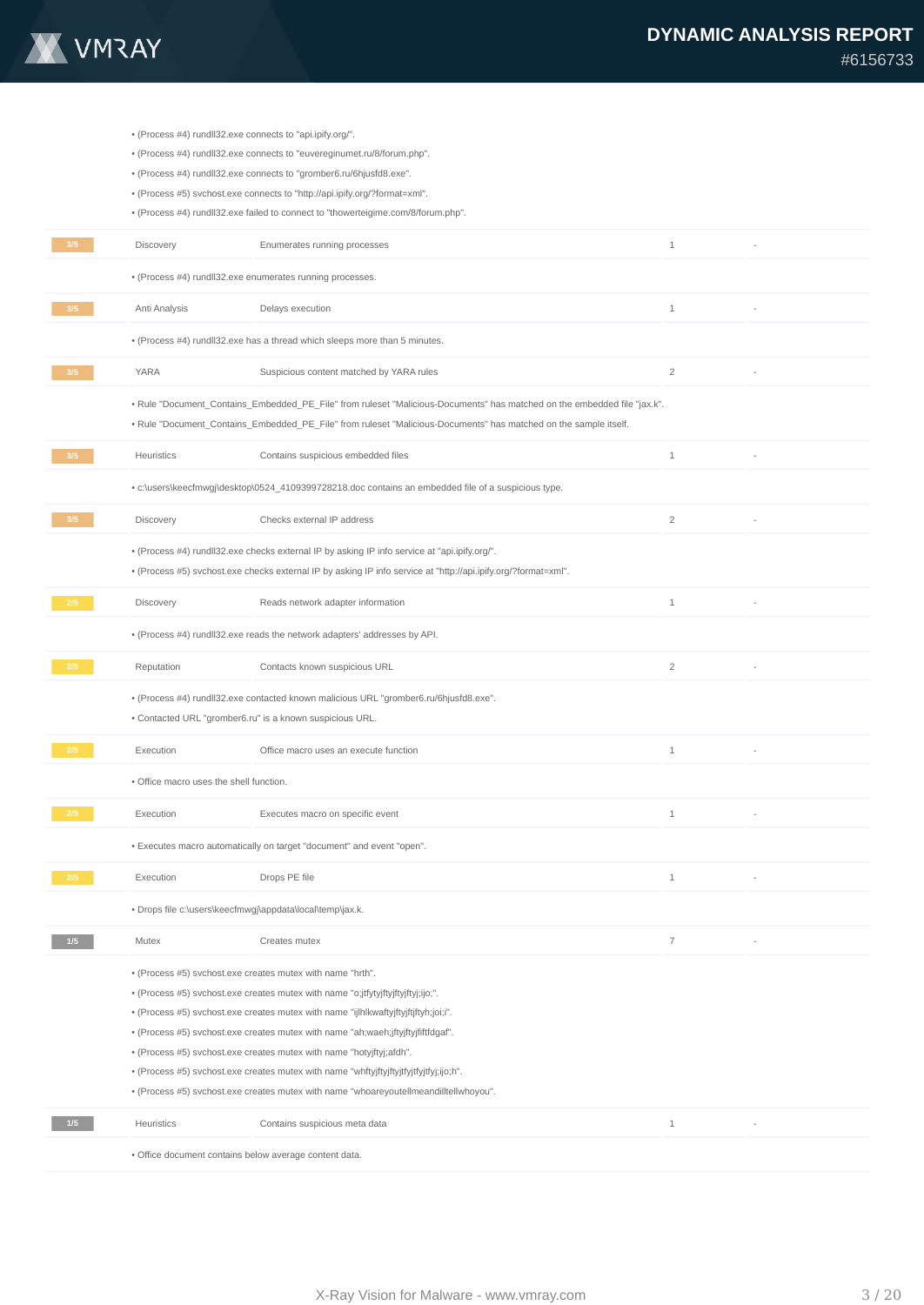- (Process #4) rundll32.exe connects to "api.ipify.org/".
- (Process #4) rundll32.exe connects to "euvereginumet.ru/8/forum.php".
- (Process #4) rundll32.exe connects to "gromber6.ru/6hjusfd8.exe".
- (Process #5) svchost.exe connects to "http://api.ipify.org/?format=xml".
- (Process #4) rundll32.exe failed to connect to "thowerteigime.com/8/forum.php".

| 3/5 | Discovery | Enumerates running processes | 1 | - |
|---|---|---|---|---|

- (Process #4) rundll32.exe enumerates running processes.

| 3/5 | Anti Analysis | Delays execution | 1 | - |
|---|---|---|---|---|

- (Process #4) rundll32.exe has a thread which sleeps more than 5 minutes.

| 3/5 | YARA | Suspicious content matched by YARA rules | 2 | - |
|---|---|---|---|---|

- Rule "Document_Contains_Embedded_PE_File" from ruleset "Malicious-Documents" has matched on the embedded file "jax.k".
- Rule "Document_Contains_Embedded_PE_File" from ruleset "Malicious-Documents" has matched on the sample itself.

| 3/5 | Heuristics | Contains suspicious embedded files | 1 | - |
|---|---|---|---|---|

- c:\users\keecfmwgj\desktop\0524_4109399728218.doc contains an embedded file of a suspicious type.

| 3/5 | Discovery | Checks external IP address | 2 | - |
|---|---|---|---|---|

- (Process #4) rundll32.exe checks external IP by asking IP info service at "api.ipify.org/".
- (Process #5) svchost.exe checks external IP by asking IP info service at "http://api.ipify.org/?format=xml".

| 2/5 | Discovery | Reads network adapter information | 1 | - |
|---|---|---|---|---|

- (Process #4) rundll32.exe reads the network adapters' addresses by API.

| 2/5 | Reputation | Contacts known suspicious URL | 2 | - |
|---|---|---|---|---|

- (Process #4) rundll32.exe contacted known malicious URL "gromber6.ru/6hjusfd8.exe".
- Contacted URL "gromber6.ru" is a known suspicious URL.

| 2/5 | Execution | Office macro uses an execute function | 1 | - |
|---|---|---|---|---|

- Office macro uses the shell function.

| 2/5 | Execution | Executes macro on specific event | 1 | - |
|---|---|---|---|---|

- Executes macro automatically on target "document" and event "open".

| 2/5 | Execution | Drops PE file | 1 | - |
|---|---|---|---|---|

- Drops file c:\users\keecfmwgj\appdata\local\temp\jax.k.

| 1/5 | Mutex | Creates mutex | 7 | - |
|---|---|---|---|---|

- (Process #5) svchost.exe creates mutex with name "hrth".
- (Process #5) svchost.exe creates mutex with name "o;jtfytyjftyjftyjftyj;ijo;".
- (Process #5) svchost.exe creates mutex with name "ijlhlkwaftyjftyjftjftyh;joi;i".
- (Process #5) svchost.exe creates mutex with name "ah;waeh;jftyjftyjfiftfdgaf".
- (Process #5) svchost.exe creates mutex with name "hotyjftyj;afdh".
- (Process #5) svchost.exe creates mutex with name "whftyjftyjftyjtfyjtfyj;ijo;h".
- (Process #5) svchost.exe creates mutex with name "whoareyoutellmeandilltellwhoyou".

| 1/5 | Heuristics | Contains suspicious meta data | 1 | - |
|---|---|---|---|---|

- Office document contains below average content data.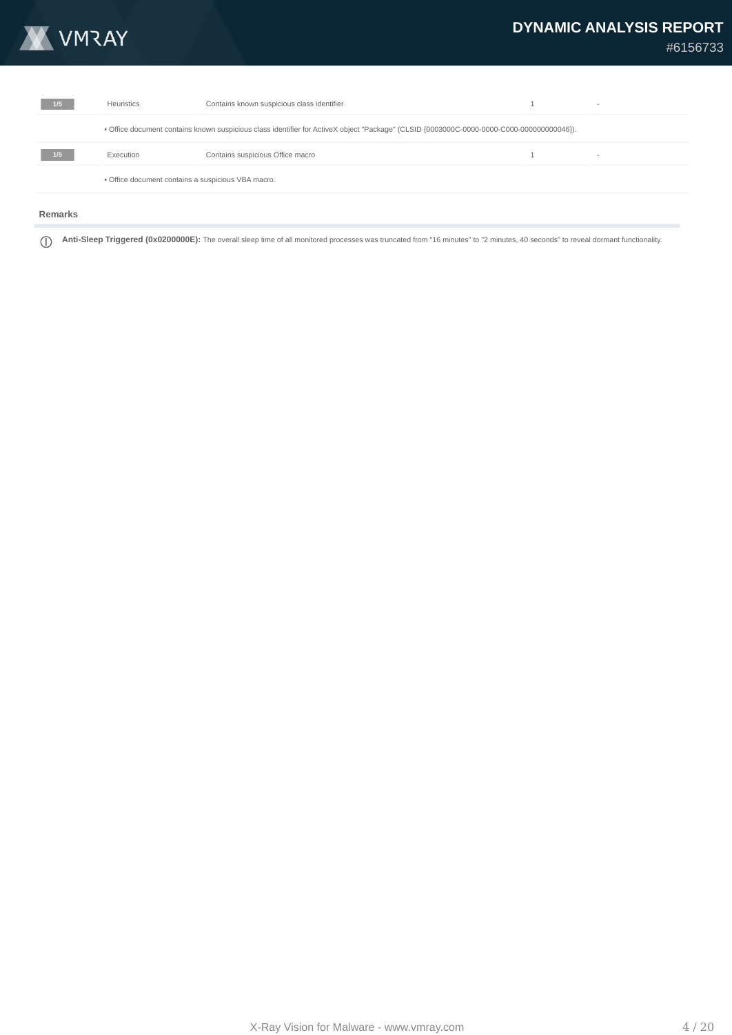| | | | | |
|---|---|---|---|---|
| 1/5 | Heuristics | Contains known suspicious class identifier | 1 | - |
| | • Office document contains known suspicious class identifier for ActiveX object "Package" (CLSID {0003000C-0000-0000-C000-000000000046}). | | | |
| 1/5 | Execution | Contains suspicious Office macro | 1 | - |
| | • Office document contains a suspicious VBA macro. | | | |

### Remarks

ⓘ **Anti-Sleep Triggered (0x0200000E):** The overall sleep time of all monitored processes was truncated from "16 minutes" to "2 minutes, 40 seconds" to reveal dormant functionality.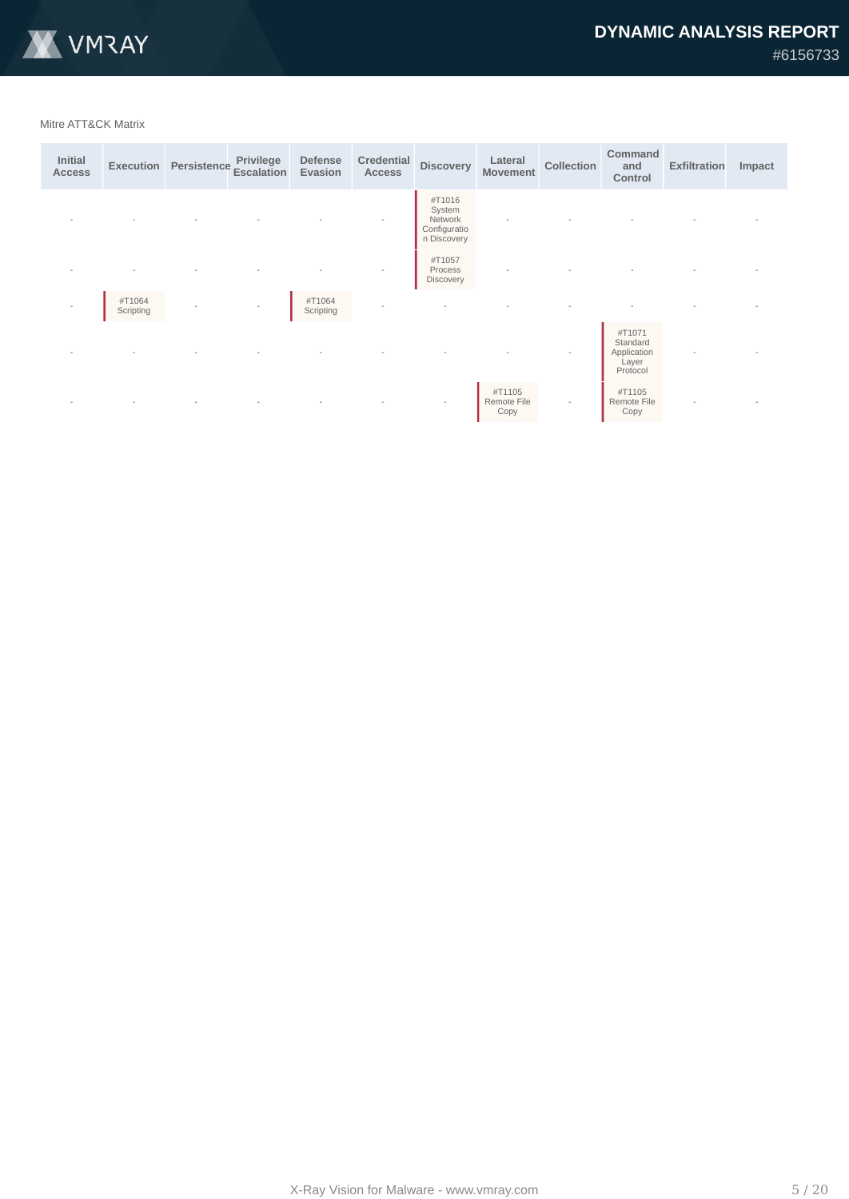Mitre ATT&CK Matrix

| Initial Access | Execution | Persistence | Privilege Escalation | Defense Evasion | Credential Access | Discovery | Lateral Movement | Collection | Command and Control | Exfiltration | Impact |
|---|---|---|---|---|---|---|---|---|---|---|---|
| - | - | - | - | - | - | #T1016 System Network Configuration Discovery | - | - | - | - | - |
| - | - | - | - | - | - | #T1057 Process Discovery | - | - | - | - | - |
| - | #T1064 Scripting | - | - | #T1064 Scripting | - | - | - | - | - | - | - |
| - | - | - | - | - | - | - | - | - | #T1071 Standard Application Layer Protocol | - | - |
| - | - | - | - | - | - | - | #T1105 Remote File Copy | - | #T1105 Remote File Copy | - | - |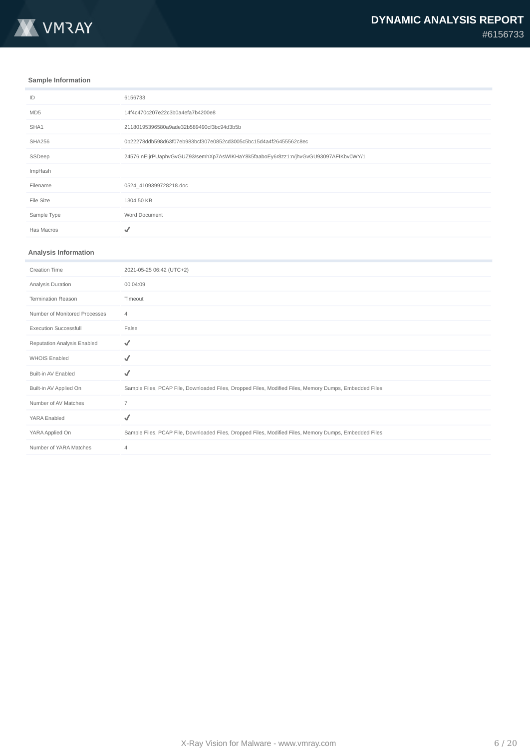# DYNAMIC ANALYSIS REPORT

#6156733

### Sample Information

| | |
|---|---|
| ID | 6156733 |
| MD5 | 14f4c470c207e22c3b0a4efa7b4200e8 |
| SHA1 | 21180195396580a9ade32b589490cf3bc94d3b5b |
| SHA256 | 0b22278ddb598d63f07eb983bcf307e0852cd3005c5bc15d4a4f26455562c8ec |
| SSDeep | 24576:nEIjrPUaphvGvGUZ93/semhXp7AsWIKHaY8k5faaboEy6r8zz1:n/jhvGvGU93097AFIKbv0WY/1 |
| ImpHash | |
| Filename | 0524_4109399728218.doc |
| File Size | 1304.50 KB |
| Sample Type | Word Document |
| Has Macros | ✓ |

### Analysis Information

| | |
|---|---|
| Creation Time | 2021-05-25 06:42 (UTC+2) |
| Analysis Duration | 00:04:09 |
| Termination Reason | Timeout |
| Number of Monitored Processes | 4 |
| Execution Successfull | False |
| Reputation Analysis Enabled | ✓ |
| WHOIS Enabled | ✓ |
| Built-in AV Enabled | ✓ |
| Built-in AV Applied On | Sample Files, PCAP File, Downloaded Files, Dropped Files, Modified Files, Memory Dumps, Embedded Files |
| Number of AV Matches | 7 |
| YARA Enabled | ✓ |
| YARA Applied On | Sample Files, PCAP File, Downloaded Files, Dropped Files, Modified Files, Memory Dumps, Embedded Files |
| Number of YARA Matches | 4 |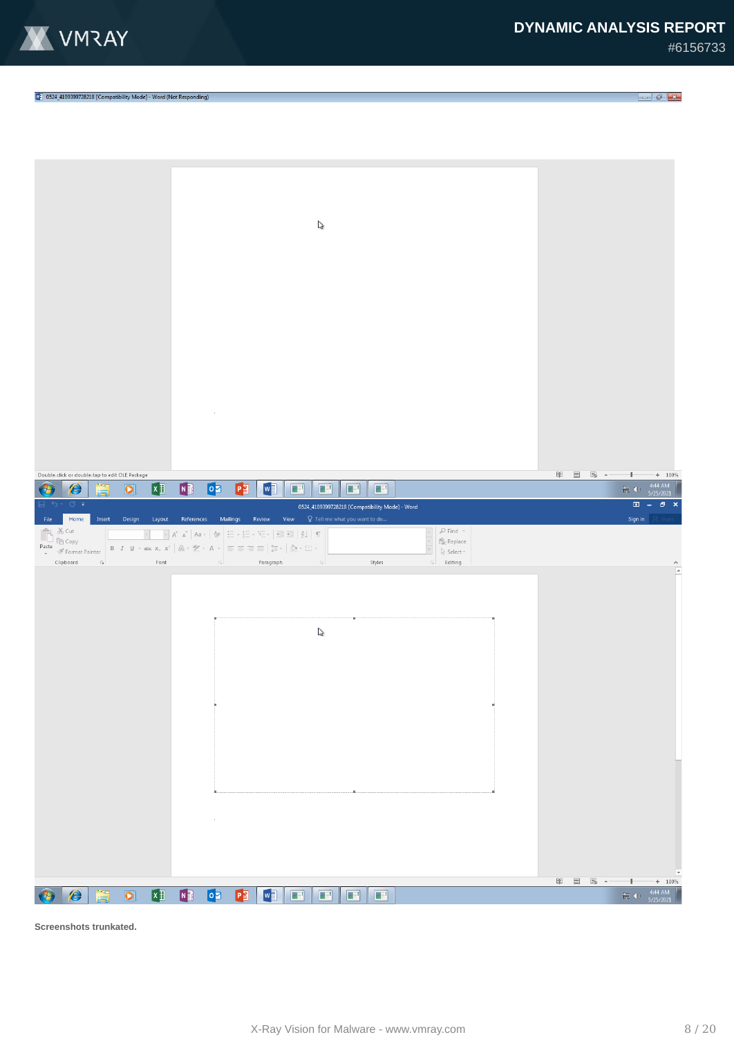Screenshots trunkated.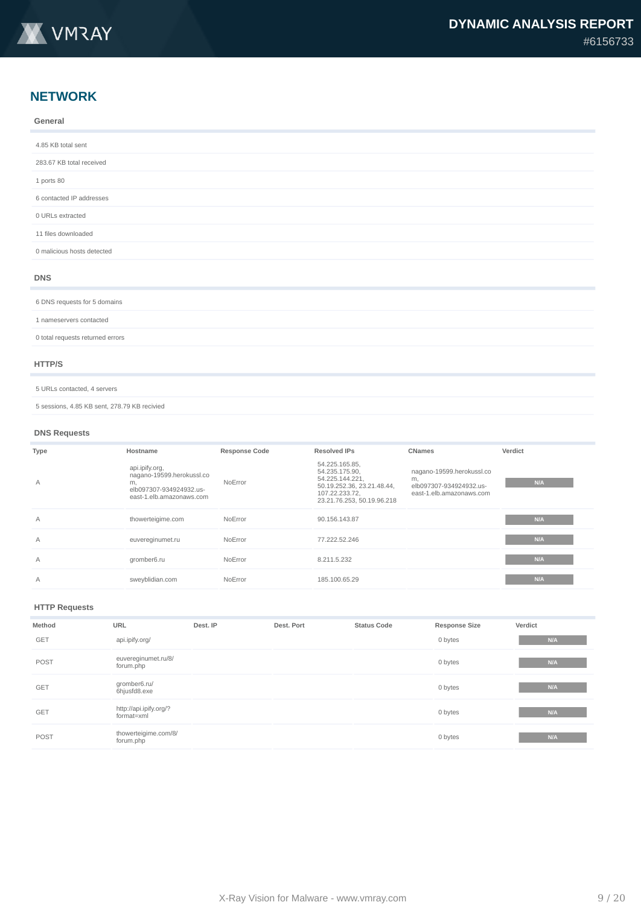## NETWORK

### General

- 4.85 KB total sent
- 283.67 KB total received
- 1 ports 80
- 6 contacted IP addresses
- 0 URLs extracted
- 11 files downloaded
- 0 malicious hosts detected

### DNS

- 6 DNS requests for 5 domains
- 1 nameservers contacted
- 0 total requests returned errors

### HTTP/S

- 5 URLs contacted, 4 servers
- 5 sessions, 4.85 KB sent, 278.79 KB recivied

### DNS Requests

| Type | Hostname | Response Code | Resolved IPs | CNames | Verdict |
|---|---|---|---|---|---|
| A | api.ipify.org, nagano-19599.herokussl.com, elb097307-934924932.us-east-1.elb.amazonaws.com | NoError | 54.225.165.85, 54.235.175.90, 54.225.144.221, 50.19.252.36, 23.21.48.44, 107.22.233.72, 23.21.76.253, 50.19.96.218 | nagano-19599.herokussl.com, elb097307-934924932.us-east-1.elb.amazonaws.com | N/A |
| A | thowerteigime.com | NoError | 90.156.143.87 | | N/A |
| A | euvereginumet.ru | NoError | 77.222.52.246 | | N/A |
| A | gromber6.ru | NoError | 8.211.5.232 | | N/A |
| A | sweyblidian.com | NoError | 185.100.65.29 | | N/A |

### HTTP Requests

| Method | URL | Dest. IP | Dest. Port | Status Code | Response Size | Verdict |
|---|---|---|---|---|---|---|
| GET | api.ipify.org/ | | | | 0 bytes | N/A |
| POST | euvereginumet.ru/8/forum.php | | | | 0 bytes | N/A |
| GET | gromber6.ru/6hjusfd8.exe | | | | 0 bytes | N/A |
| GET | http://api.ipify.org/?format=xml | | | | 0 bytes | N/A |
| POST | thowerteigime.com/8/forum.php | | | | 0 bytes | N/A |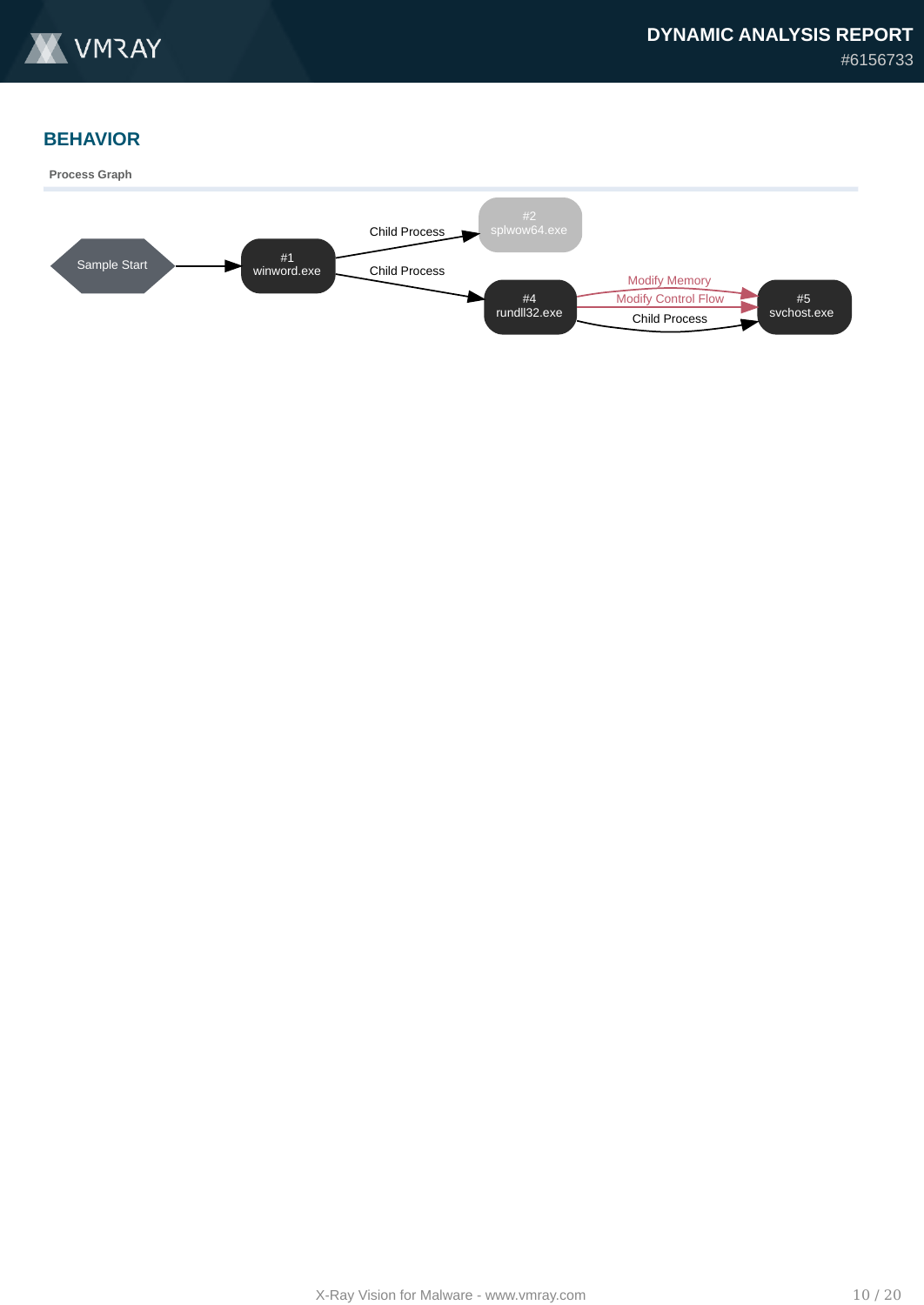## BEHAVIOR

**Process Graph**

Sample Start

#1
winword.exe

Child Process

#2
splwow64.exe

Child Process

#4
rundll32.exe

Modify Memory

Modify Control Flow

Child Process

#5
svchost.exe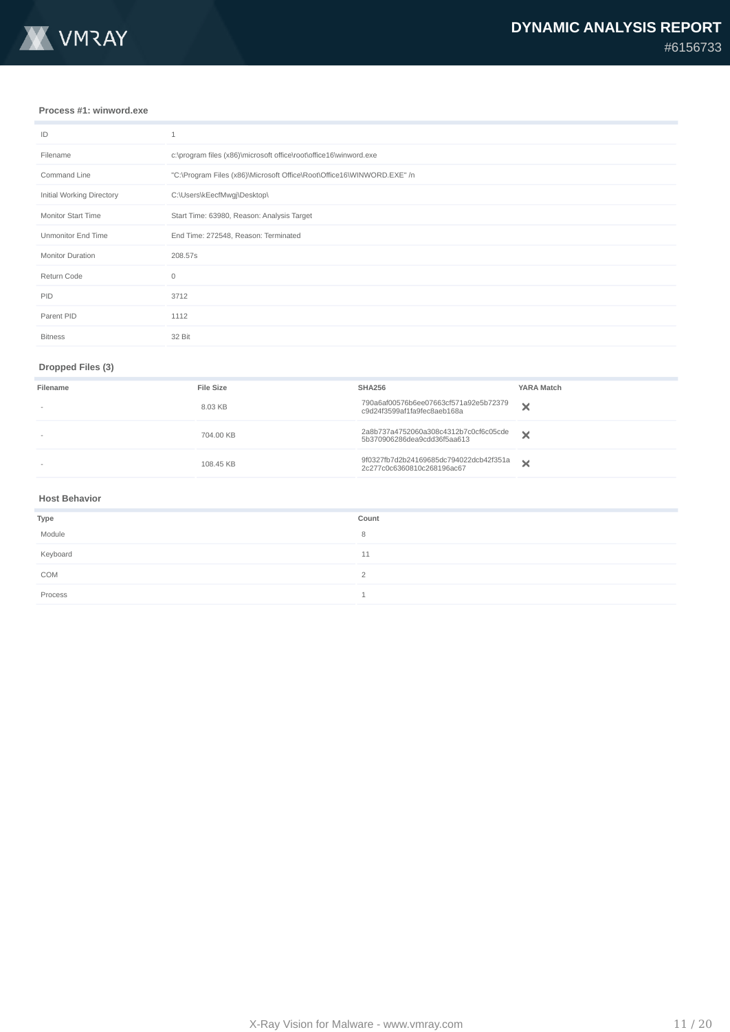### Process #1: winword.exe

| | |
|---|---|
| ID | 1 |
| Filename | c:\program files (x86)\microsoft office\root\office16\winword.exe |
| Command Line | "C:\Program Files (x86)\Microsoft Office\Root\Office16\WINWORD.EXE" /n |
| Initial Working Directory | C:\Users\kEecfMwgj\Desktop\ |
| Monitor Start Time | Start Time: 63980, Reason: Analysis Target |
| Unmonitor End Time | End Time: 272548, Reason: Terminated |
| Monitor Duration | 208.57s |
| Return Code | 0 |
| PID | 3712 |
| Parent PID | 1112 |
| Bitness | 32 Bit |

#### Dropped Files (3)

| Filename | File Size | SHA256 | YARA Match |
|---|---|---|---|
| - | 8.03 KB | 790a6af00576b6ee07663cf571a92e5b72379c9d24f3599af1fa9fec8aeb168a | ✕ |
| - | 704.00 KB | 2a8b737a4752060a308c4312b7c0cf6c05cde5b370906286dea9cdd36f5aa613 | ✕ |
| - | 108.45 KB | 9f0327fb7d2b24169685dc794022dcb42f351a2c277c0c6360810c268196ac67 | ✕ |

#### Host Behavior

| Type | Count |
|---|---|
| Module | 8 |
| Keyboard | 11 |
| COM | 2 |
| Process | 1 |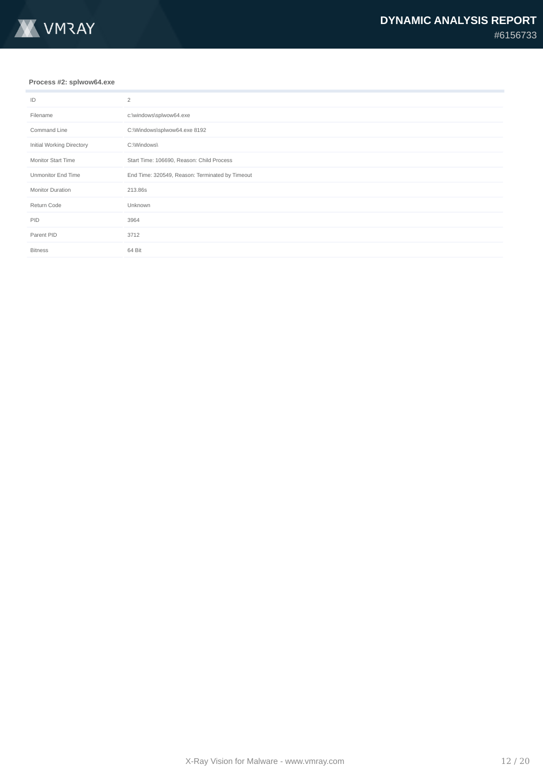### Process #2: splwow64.exe

| | |
|---|---|
| ID | 2 |
| Filename | c:\windows\splwow64.exe |
| Command Line | C:\Windows\splwow64.exe 8192 |
| Initial Working Directory | C:\Windows\ |
| Monitor Start Time | Start Time: 106690, Reason: Child Process |
| Unmonitor End Time | End Time: 320549, Reason: Terminated by Timeout |
| Monitor Duration | 213.86s |
| Return Code | Unknown |
| PID | 3964 |
| Parent PID | 3712 |
| Bitness | 64 Bit |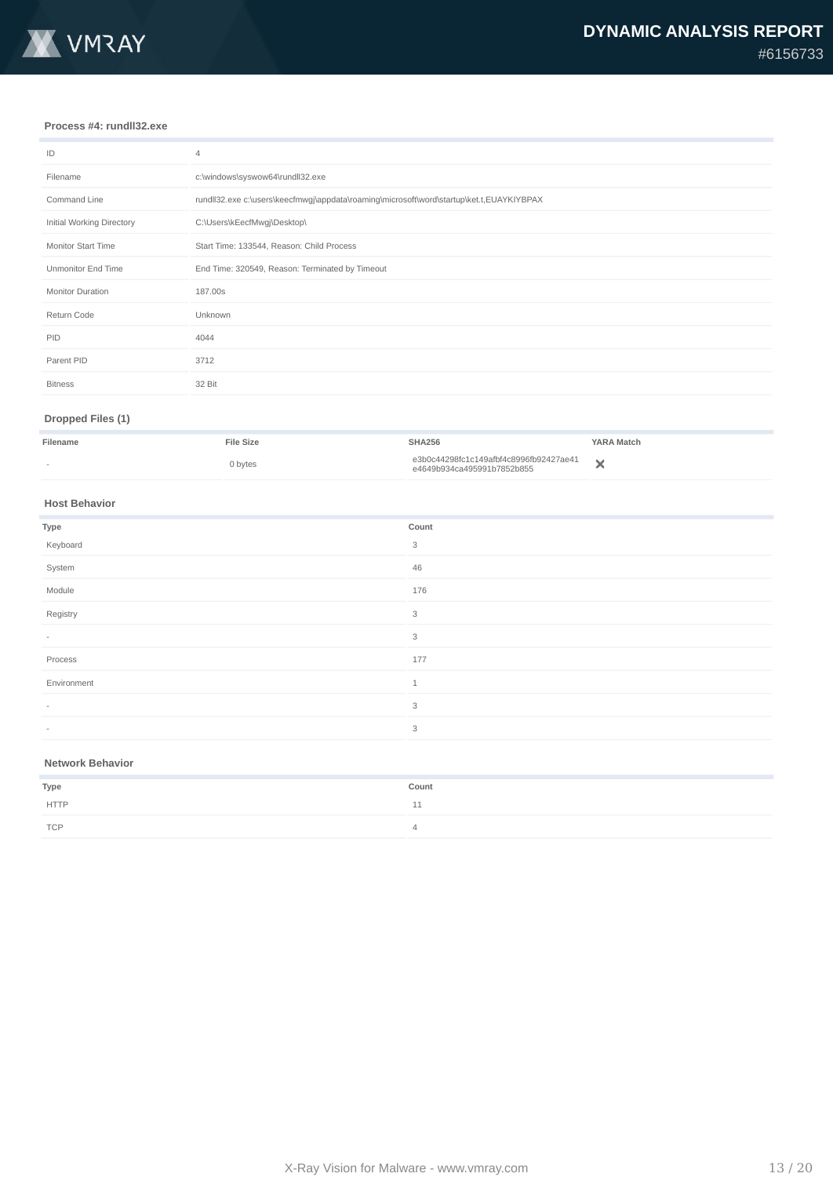### Process #4: rundll32.exe

| | |
|---|---|
| ID | 4 |
| Filename | c:\windows\syswow64\rundll32.exe |
| Command Line | rundll32.exe c:\users\keecfmwgj\appdata\roaming\microsoft\word\startup\ket.t,EUAYKIYBPAX |
| Initial Working Directory | C:\Users\kEecfMwgj\Desktop\ |
| Monitor Start Time | Start Time: 133544, Reason: Child Process |
| Unmonitor End Time | End Time: 320549, Reason: Terminated by Timeout |
| Monitor Duration | 187.00s |
| Return Code | Unknown |
| PID | 4044 |
| Parent PID | 3712 |
| Bitness | 32 Bit |

#### Dropped Files (1)

| Filename | File Size | SHA256 | YARA Match |
|---|---|---|---|
| - | 0 bytes | e3b0c44298fc1c149afbf4c8996fb92427ae41e4649b934ca495991b7852b855 | ✕ |

#### Host Behavior

| Type | Count |
|---|---|
| Keyboard | 3 |
| System | 46 |
| Module | 176 |
| Registry | 3 |
| - | 3 |
| Process | 177 |
| Environment | 1 |
| - | 3 |
| - | 3 |

#### Network Behavior

| Type | Count |
|---|---|
| HTTP | 11 |
| TCP | 4 |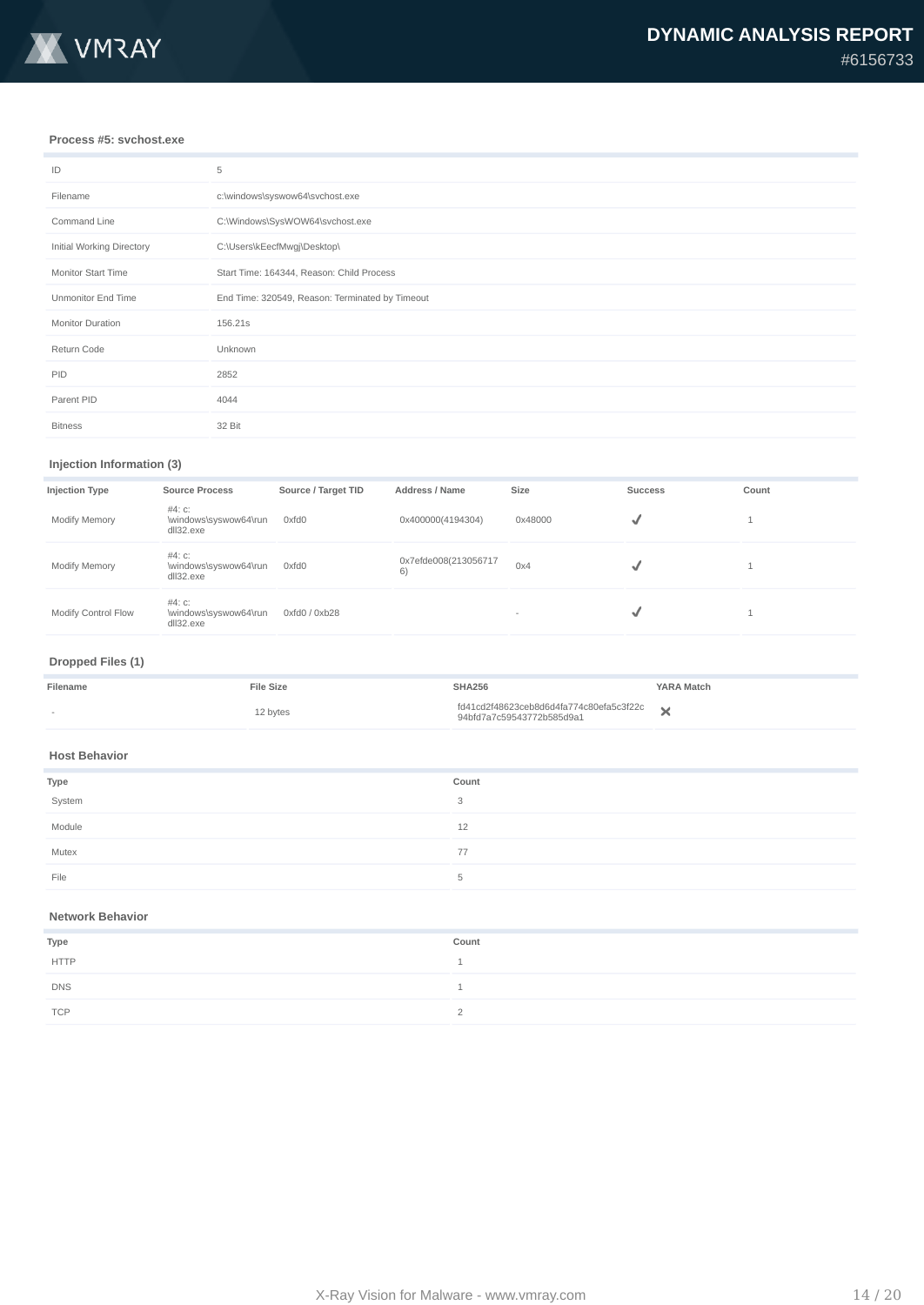### Process #5: svchost.exe

| | |
|---|---|
| ID | 5 |
| Filename | c:\windows\syswow64\svchost.exe |
| Command Line | C:\Windows\SysWOW64\svchost.exe |
| Initial Working Directory | C:\Users\kEecfMwgj\Desktop\ |
| Monitor Start Time | Start Time: 164344, Reason: Child Process |
| Unmonitor End Time | End Time: 320549, Reason: Terminated by Timeout |
| Monitor Duration | 156.21s |
| Return Code | Unknown |
| PID | 2852 |
| Parent PID | 4044 |
| Bitness | 32 Bit |

### Injection Information (3)

| Injection Type | Source Process | Source / Target TID | Address / Name | Size | Success | Count |
|---|---|---|---|---|---|---|
| Modify Memory | #4: c:\windows\syswow64\rundll32.exe | 0xfd0 | 0x400000(4194304) | 0x48000 | ✓ | 1 |
| Modify Memory | #4: c:\windows\syswow64\rundll32.exe | 0xfd0 | 0x7efde008(2130567176) | 0x4 | ✓ | 1 |
| Modify Control Flow | #4: c:\windows\syswow64\rundll32.exe | 0xfd0 / 0xb28 | | - | ✓ | 1 |

### Dropped Files (1)

| Filename | File Size | SHA256 | YARA Match |
|---|---|---|---|
| - | 12 bytes | fd41cd2f48623ceb8d6d4fa774c80efa5c3f22c94bfd7a7c59543772b585d9a1 | ✕ |

### Host Behavior

| Type | Count |
|---|---|
| System | 3 |
| Module | 12 |
| Mutex | 77 |
| File | 5 |

### Network Behavior

| Type | Count |
|---|---|
| HTTP | 1 |
| DNS | 1 |
| TCP | 2 |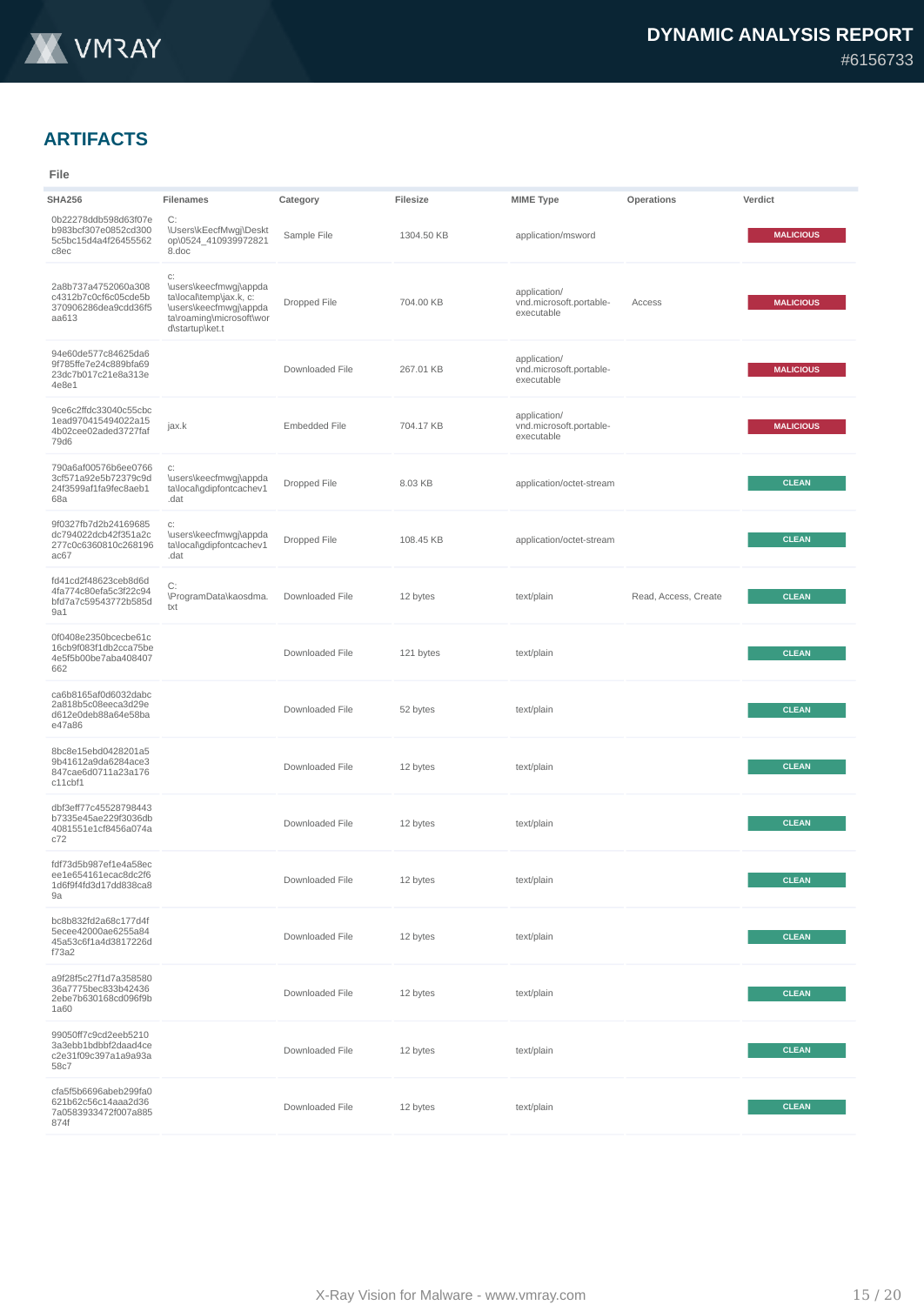## ARTIFACTS

### File

| SHA256 | Filenames | Category | Filesize | MIME Type | Operations | Verdict |
|---|---|---|---|---|---|---|
| 0b22278ddb598d63f07eb983bcf307e0852cd3005c5bc15d4a4f26455562c8ec | C:\Users\kEecfMwgj\Desktop\0524_4109399728218.doc | Sample File | 1304.50 KB | application/msword | | MALICIOUS |
| 2a8b737a4752060a308c4312b7c0cf6c05cde5b370906286dea9cdd36f5aa613 | c:\users\keecfmwgj\appdata\local\temp\jax.k, c:\users\keecfmwgj\appdata\roaming\microsoft\word\startup\ket.t | Dropped File | 704.00 KB | application/vnd.microsoft.portable-executable | Access | MALICIOUS |
| 94e60de577c84625da69f785ffe7e24c889bfa6923dc7b017c21e8a313e4e8e1 | | Downloaded File | 267.01 KB | application/vnd.microsoft.portable-executable | | MALICIOUS |
| 9ce6c2ffdc33040c55cbc1ead970415494022a154b02cee02aded3727faf79d6 | jax.k | Embedded File | 704.17 KB | application/vnd.microsoft.portable-executable | | MALICIOUS |
| 790a6af00576b6ee07663cf571a92e5b72379c9d24f3599af1fa9fec8aeb168a | c:\users\keecfmwgj\appdata\local\gdipfontcachev1.dat | Dropped File | 8.03 KB | application/octet-stream | | CLEAN |
| 9f0327fb7d2b24169685dc794022dcb42f351a2c277c0c6360810c268196ac67 | c:\users\keecfmwgj\appdata\local\gdipfontcachev1.dat | Dropped File | 108.45 KB | application/octet-stream | | CLEAN |
| fd41cd2f48623ceb8d6d4fa774c80efa5c3f22c94bfd7a7c59543772b585d9a1 | C:\ProgramData\kaosdma.txt | Downloaded File | 12 bytes | text/plain | Read, Access, Create | CLEAN |
| 0f0408e2350bcecbe61c16cb9f083f1db2cca75be4e5f5b00be7aba408407662 | | Downloaded File | 121 bytes | text/plain | | CLEAN |
| ca6b8165af0d6032dabc2a818b5c08eeca3d29ed612e0deb88a64e58bae47a86 | | Downloaded File | 52 bytes | text/plain | | CLEAN |
| 8bc8e15ebd0428201a59b41612a9da6284ace3847cae6d0711a23a176c11cbf1 | | Downloaded File | 12 bytes | text/plain | | CLEAN |
| dbf3eff77c45528798443b7335e45ae229f3036db4081551e1cf8456a074ac72 | | Downloaded File | 12 bytes | text/plain | | CLEAN |
| fdf73d5b987ef1e4a58ecee1e654161ecac8dc2f61d6f9f4fd3d17dd838ca89a | | Downloaded File | 12 bytes | text/plain | | CLEAN |
| bc8b832fd2a68c177d4f5ecee42000ae6255a8445a53c6f1a4d3817226df73a2 | | Downloaded File | 12 bytes | text/plain | | CLEAN |
| a9f28f5c27f1d7a35858036a7775bec833b424362ebe7b630168cd096f9b1a60 | | Downloaded File | 12 bytes | text/plain | | CLEAN |
| 99050ff7c9cd2eeb52103a3ebb1bdbbf2daad4cec2e31f09c397a1a9a93a58c7 | | Downloaded File | 12 bytes | text/plain | | CLEAN |
| cfa5f5b6696abeb299fa0621b62c56c14aaa2d367a0583933472f007a885874f | | Downloaded File | 12 bytes | text/plain | | CLEAN |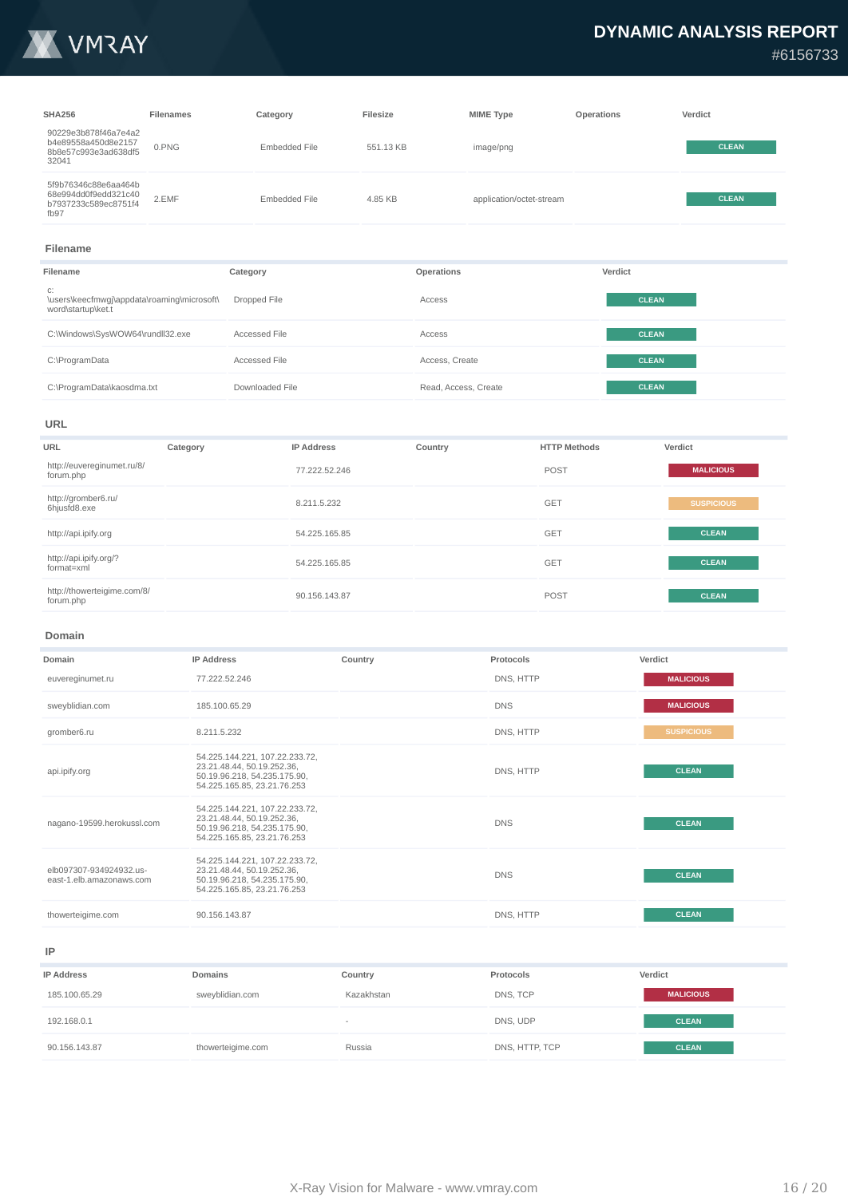| SHA256 | Filenames | Category | Filesize | MIME Type | Operations | Verdict |
|---|---|---|---|---|---|---|
| 90229e3b878f46a7e4a2b4e89558a450d8e21578b8e57c993e3ad638df532041 | 0.PNG | Embedded File | 551.13 KB | image/png | | CLEAN |
| 5f9b76346c88e6aa464b68e994dd0f9edd321c40b7937233c589ec8751f4fb97 | 2.EMF | Embedded File | 4.85 KB | application/octet-stream | | CLEAN |

## Filename

| Filename | Category | Operations | Verdict |
|---|---|---|---|
| c:\users\keecfmwgj\appdata\roaming\microsoft\word\startup\ket.t | Dropped File | Access | CLEAN |
| C:\Windows\SysWOW64\rundll32.exe | Accessed File | Access | CLEAN |
| C:\ProgramData | Accessed File | Access, Create | CLEAN |
| C:\ProgramData\kaosdma.txt | Downloaded File | Read, Access, Create | CLEAN |

## URL

| URL | Category | IP Address | Country | HTTP Methods | Verdict |
|---|---|---|---|---|---|
| http://euvereginumet.ru/8/forum.php | | 77.222.52.246 | | POST | MALICIOUS |
| http://gromber6.ru/6hjusfd8.exe | | 8.211.5.232 | | GET | SUSPICIOUS |
| http://api.ipify.org | | 54.225.165.85 | | GET | CLEAN |
| http://api.ipify.org/?format=xml | | 54.225.165.85 | | GET | CLEAN |
| http://thowerteigime.com/8/forum.php | | 90.156.143.87 | | POST | CLEAN |

## Domain

| Domain | IP Address | Country | Protocols | Verdict |
|---|---|---|---|---|
| euvereginumet.ru | 77.222.52.246 | | DNS, HTTP | MALICIOUS |
| sweyblidian.com | 185.100.65.29 | | DNS | MALICIOUS |
| gromber6.ru | 8.211.5.232 | | DNS, HTTP | SUSPICIOUS |
| api.ipify.org | 54.225.144.221, 107.22.233.72, 23.21.48.44, 50.19.252.36, 50.19.96.218, 54.235.175.90, 54.225.165.85, 23.21.76.253 | | DNS, HTTP | CLEAN |
| nagano-19599.herokussl.com | 54.225.144.221, 107.22.233.72, 23.21.48.44, 50.19.252.36, 50.19.96.218, 54.235.175.90, 54.225.165.85, 23.21.76.253 | | DNS | CLEAN |
| elb097307-934924932.us-east-1.elb.amazonaws.com | 54.225.144.221, 107.22.233.72, 23.21.48.44, 50.19.252.36, 50.19.96.218, 54.235.175.90, 54.225.165.85, 23.21.76.253 | | DNS | CLEAN |
| thowerteigime.com | 90.156.143.87 | | DNS, HTTP | CLEAN |

## IP

| IP Address | Domains | Country | Protocols | Verdict |
|---|---|---|---|---|
| 185.100.65.29 | sweyblidian.com | Kazakhstan | DNS, TCP | MALICIOUS |
| 192.168.0.1 | | - | DNS, UDP | CLEAN |
| 90.156.143.87 | thowerteigime.com | Russia | DNS, HTTP, TCP | CLEAN |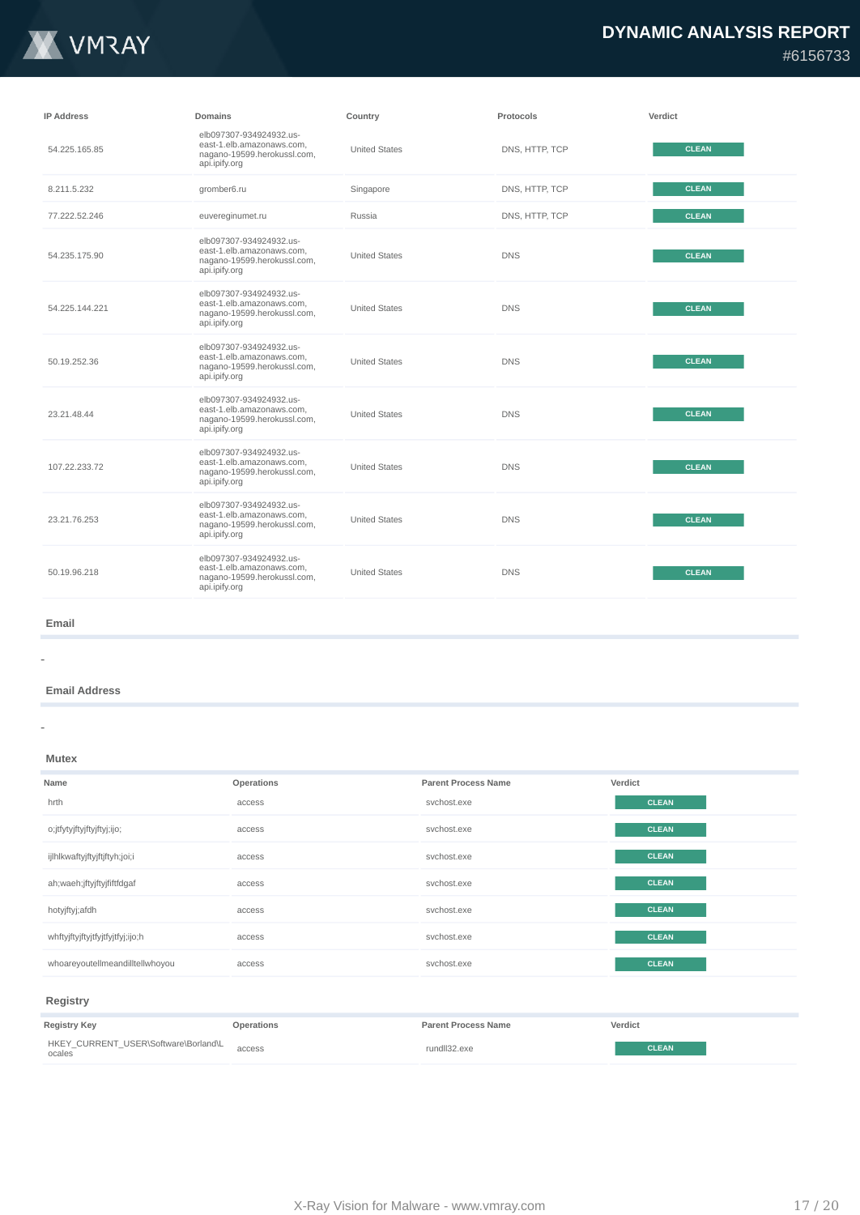| IP Address | Domains | Country | Protocols | Verdict |
| --- | --- | --- | --- | --- |
| 54.225.165.85 | elb097307-934924932.us-east-1.elb.amazonaws.com, nagano-19599.herokussl.com, api.ipify.org | United States | DNS, HTTP, TCP | CLEAN |
| 8.211.5.232 | gromber6.ru | Singapore | DNS, HTTP, TCP | CLEAN |
| 77.222.52.246 | euvereginumet.ru | Russia | DNS, HTTP, TCP | CLEAN |
| 54.235.175.90 | elb097307-934924932.us-east-1.elb.amazonaws.com, nagano-19599.herokussl.com, api.ipify.org | United States | DNS | CLEAN |
| 54.225.144.221 | elb097307-934924932.us-east-1.elb.amazonaws.com, nagano-19599.herokussl.com, api.ipify.org | United States | DNS | CLEAN |
| 50.19.252.36 | elb097307-934924932.us-east-1.elb.amazonaws.com, nagano-19599.herokussl.com, api.ipify.org | United States | DNS | CLEAN |
| 23.21.48.44 | elb097307-934924932.us-east-1.elb.amazonaws.com, nagano-19599.herokussl.com, api.ipify.org | United States | DNS | CLEAN |
| 107.22.233.72 | elb097307-934924932.us-east-1.elb.amazonaws.com, nagano-19599.herokussl.com, api.ipify.org | United States | DNS | CLEAN |
| 23.21.76.253 | elb097307-934924932.us-east-1.elb.amazonaws.com, nagano-19599.herokussl.com, api.ipify.org | United States | DNS | CLEAN |
| 50.19.96.218 | elb097307-934924932.us-east-1.elb.amazonaws.com, nagano-19599.herokussl.com, api.ipify.org | United States | DNS | CLEAN |

## Email

-

## Email Address

-

## Mutex

| Name | Operations | Parent Process Name | Verdict |
| --- | --- | --- | --- |
| hrth | access | svchost.exe | CLEAN |
| o;jtfytyjftyjftyjftyj;ijo; | access | svchost.exe | CLEAN |
| ijlhlkwaftyjftyjftjftyh;joi;i | access | svchost.exe | CLEAN |
| ah;waeh;jftyjftyjfiftfdgaf | access | svchost.exe | CLEAN |
| hotyjftyj;afdh | access | svchost.exe | CLEAN |
| whftyjftyjftyjtfyjtfyj;ijo;h | access | svchost.exe | CLEAN |
| whoareyoutellmeandilltellwhoyou | access | svchost.exe | CLEAN |

## Registry

| Registry Key | Operations | Parent Process Name | Verdict |
| --- | --- | --- | --- |
| HKEY_CURRENT_USER\Software\Borland\Locales | access | rundll32.exe | CLEAN |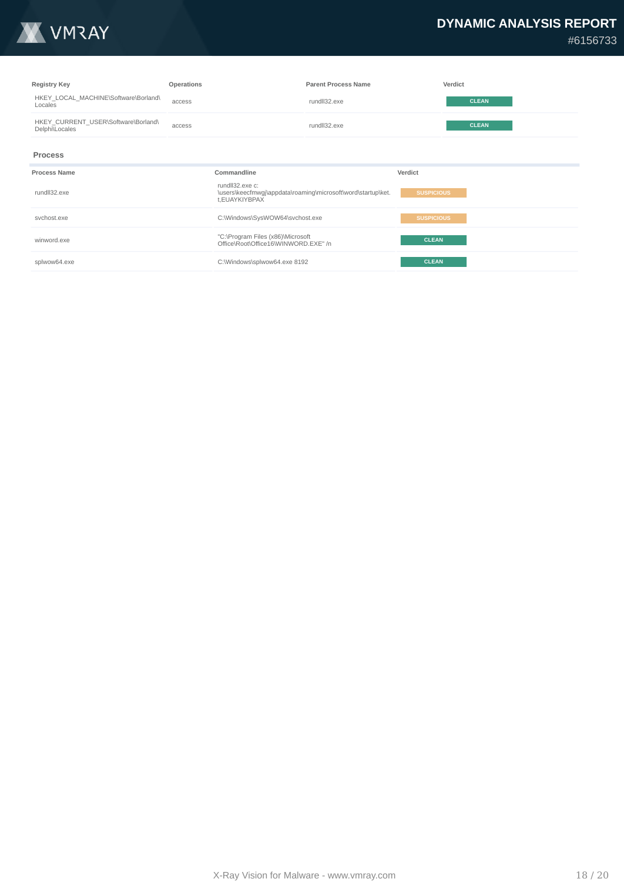| Registry Key | Operations | Parent Process Name | Verdict |
|---|---|---|---|
| HKEY_LOCAL_MACHINE\Software\Borland\Locales | access | rundll32.exe | CLEAN |
| HKEY_CURRENT_USER\Software\Borland\Delphi\Locales | access | rundll32.exe | CLEAN |

### Process

| Process Name | Commandline | Verdict |
|---|---|---|
| rundll32.exe | rundll32.exe c:\users\keecfmwgj\appdata\roaming\microsoft\word\startup\ket.t,EUAYKIYBPAX | SUSPICIOUS |
| svchost.exe | C:\Windows\SysWOW64\svchost.exe | SUSPICIOUS |
| winword.exe | "C:\Program Files (x86)\Microsoft Office\Root\Office16\WINWORD.EXE" /n | CLEAN |
| splwow64.exe | C:\Windows\splwow64.exe 8192 | CLEAN |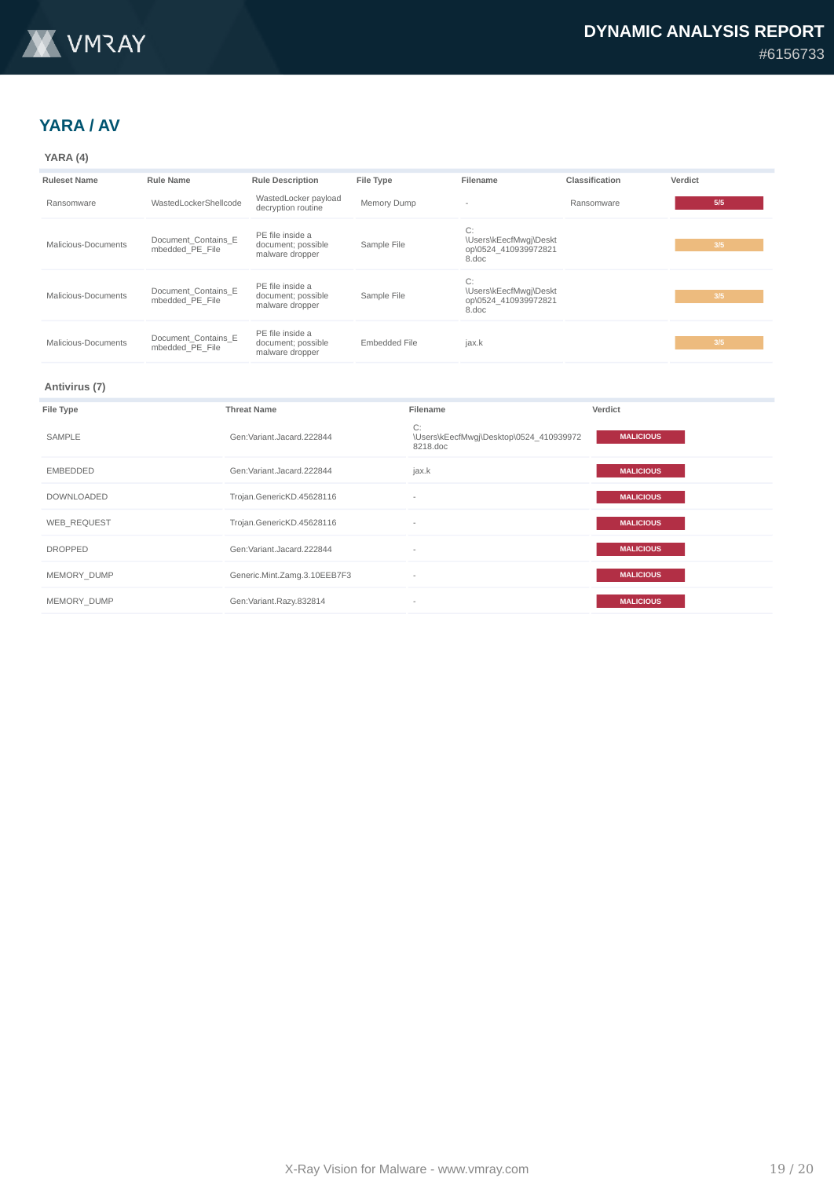## YARA / AV

### YARA (4)

| Ruleset Name | Rule Name | Rule Description | File Type | Filename | Classification | Verdict |
|---|---|---|---|---|---|---|
| Ransomware | WastedLockerShellcode | WastedLocker payload decryption routine | Memory Dump | - | Ransomware | 5/5 |
| Malicious-Documents | Document_Contains_Embedded_PE_File | PE file inside a document; possible malware dropper | Sample File | C:\Users\kEecfMwgj\Desktop\0524_4109399728218.doc | | 3/5 |
| Malicious-Documents | Document_Contains_Embedded_PE_File | PE file inside a document; possible malware dropper | Sample File | C:\Users\kEecfMwgj\Desktop\0524_4109399728218.doc | | 3/5 |
| Malicious-Documents | Document_Contains_Embedded_PE_File | PE file inside a document; possible malware dropper | Embedded File | jax.k | | 3/5 |

### Antivirus (7)

| File Type | Threat Name | Filename | Verdict |
|---|---|---|---|
| SAMPLE | Gen:Variant.Jacard.222844 | C:\Users\kEecfMwgj\Desktop\0524_4109399728218.doc | MALICIOUS |
| EMBEDDED | Gen:Variant.Jacard.222844 | jax.k | MALICIOUS |
| DOWNLOADED | Trojan.GenericKD.45628116 | - | MALICIOUS |
| WEB_REQUEST | Trojan.GenericKD.45628116 | - | MALICIOUS |
| DROPPED | Gen:Variant.Jacard.222844 | - | MALICIOUS |
| MEMORY_DUMP | Generic.Mint.Zamg.3.10EEB7F3 | - | MALICIOUS |
| MEMORY_DUMP | Gen:Variant.Razy.832814 | - | MALICIOUS |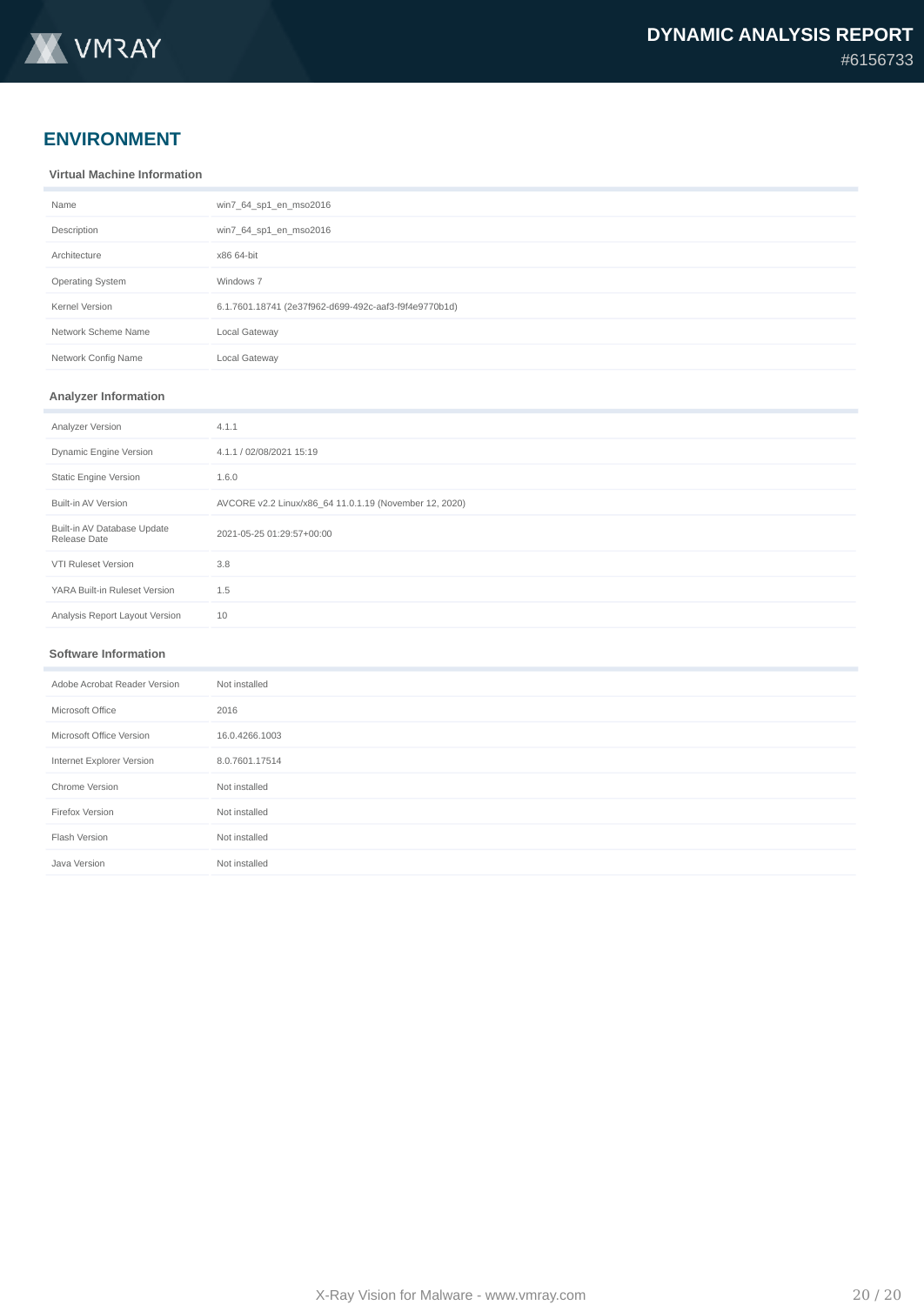# ENVIRONMENT

### Virtual Machine Information

| | |
|---|---|
| Name | win7_64_sp1_en_mso2016 |
| Description | win7_64_sp1_en_mso2016 |
| Architecture | x86 64-bit |
| Operating System | Windows 7 |
| Kernel Version | 6.1.7601.18741 (2e37f962-d699-492c-aaf3-f9f4e9770b1d) |
| Network Scheme Name | Local Gateway |
| Network Config Name | Local Gateway |

### Analyzer Information

| | |
|---|---|
| Analyzer Version | 4.1.1 |
| Dynamic Engine Version | 4.1.1 / 02/08/2021 15:19 |
| Static Engine Version | 1.6.0 |
| Built-in AV Version | AVCORE v2.2 Linux/x86_64 11.0.1.19 (November 12, 2020) |
| Built-in AV Database Update Release Date | 2021-05-25 01:29:57+00:00 |
| VTI Ruleset Version | 3.8 |
| YARA Built-in Ruleset Version | 1.5 |
| Analysis Report Layout Version | 10 |

### Software Information

| | |
|---|---|
| Adobe Acrobat Reader Version | Not installed |
| Microsoft Office | 2016 |
| Microsoft Office Version | 16.0.4266.1003 |
| Internet Explorer Version | 8.0.7601.17514 |
| Chrome Version | Not installed |
| Firefox Version | Not installed |
| Flash Version | Not installed |
| Java Version | Not installed |